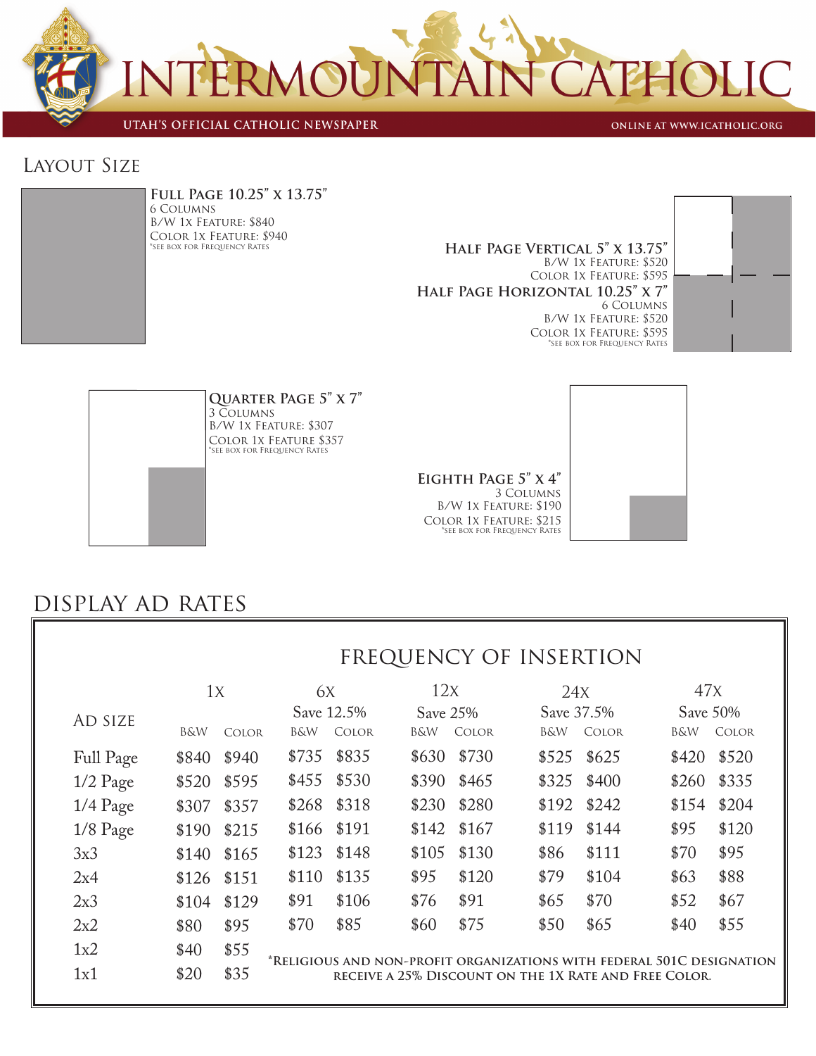# INTERMOUNTAIN CATHOLIC

UTAH'S OFFICIAL CATHOLIC NEWSPAPER

ONLINE AT WWW.ICATHOLIC.ORG

## Layout Size

**Full Page 10.25" x 13.75"**
6 Columns
B/W 1x Feature: $840
Color 1x Feature: $940
*See box for Frequency Rates

**Half Page Vertical 5" x 13.75"**
B/W 1x Feature: $520
Color 1x Feature: $595

**Half Page Horizontal 10.25" x 7"**
6 Columns
B/W 1x Feature: $520
Color 1x Feature: $595
*See box for Frequency Rates

**Quarter Page 5" x 7"**
3 Columns
B/W 1x Feature: $307
Color 1x Feature $357
*See box for Frequency Rates

**Eighth Page 5" x 4"**
3 Columns
B/W 1x Feature: $190
Color 1x Feature: $215
*See box for Frequency Rates

## Display Ad Rates

### Frequency of Insertion

| Ad Size | 1x | | 6x Save 12.5% | | 12x Save 25% | | 24x Save 37.5% | | 47x Save 50% | |
|---|---|---|---|---|---|---|---|---|---|---|
| | B&W | Color | B&W | Color | B&W | Color | B&W | Color | B&W | Color |
| Full Page | $840 | $940 | $735 | $835 | $630 | $730 | $525 | $625 | $420 | $520 |
| 1/2 Page | $520 | $595 | $455 | $530 | $390 | $465 | $325 | $400 | $260 | $335 |
| 1/4 Page | $307 | $357 | $268 | $318 | $230 | $280 | $192 | $242 | $154 | $204 |
| 1/8 Page | $190 | $215 | $166 | $191 | $142 | $167 | $119 | $144 | $95 | $120 |
| 3x3 | $140 | $165 | $123 | $148 | $105 | $130 | $86 | $111 | $70 | $95 |
| 2x4 | $126 | $151 | $110 | $135 | $95 | $120 | $79 | $104 | $63 | $88 |
| 2x3 | $104 | $129 | $91 | $106 | $76 | $91 | $65 | $70 | $52 | $67 |
| 2x2 | $80 | $95 | $70 | $85 | $60 | $75 | $50 | $65 | $40 | $55 |
| 1x2 | $40 | $55 | | | | | | | | |
| 1x1 | $20 | $35 | | | | | | | | |

*Religious and non-profit organizations with federal 501c designation receive a 25% discount on the 1x rate and free color.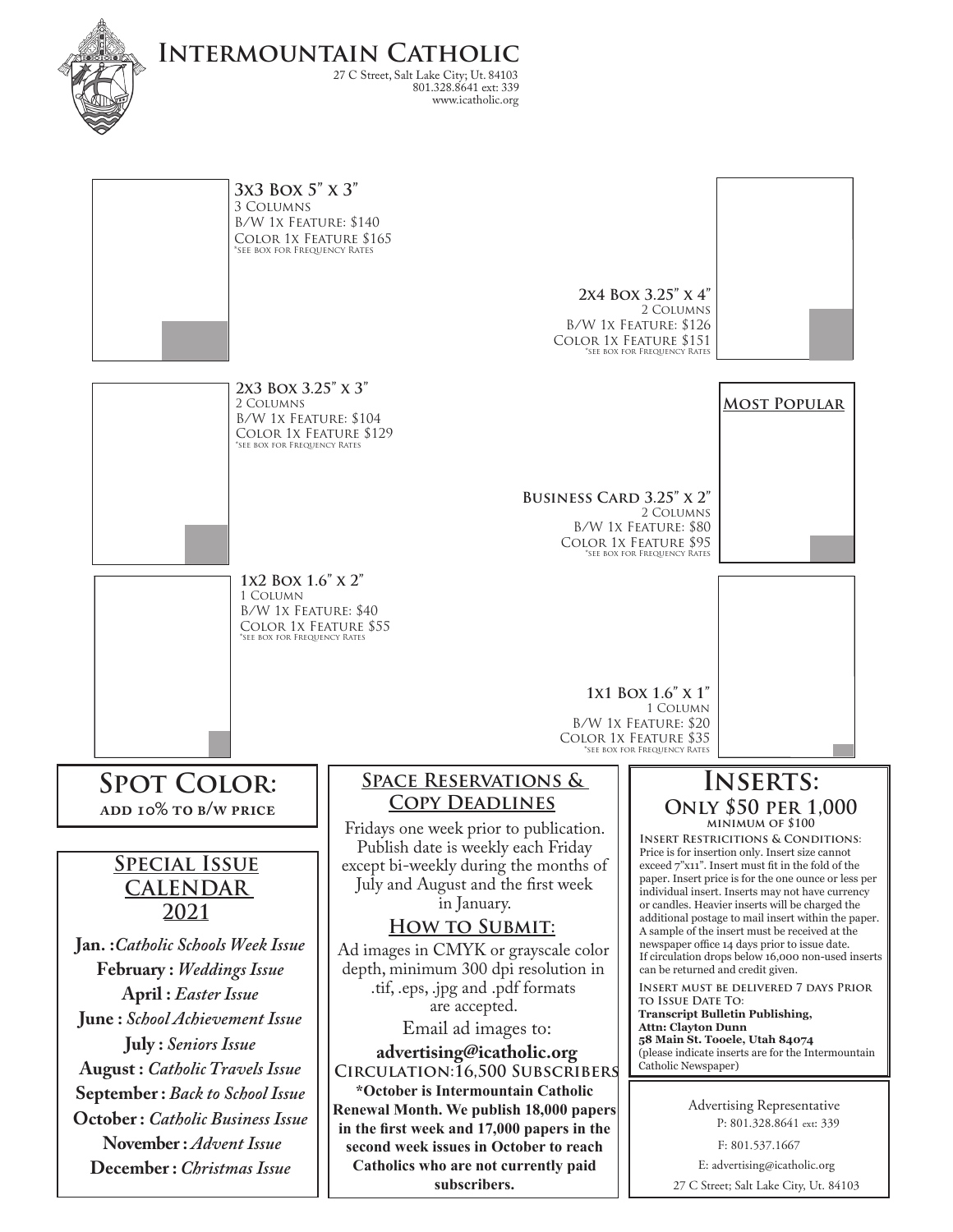# Intermountain Catholic

27 C Street, Salt Lake City; Ut. 84103
801.328.8641 ext: 339
www.icatholic.org

**3x3 Box 5" x 3"**
3 Columns
B/W 1x Feature: $140
Color 1x Feature $165
*see box for Frequency Rates

**2x4 Box 3.25" x 4"**
2 Columns
B/W 1x Feature: $126
Color 1x Feature $151
*see box for Frequency Rates

**2x3 Box 3.25" x 3"**
2 Columns
B/W 1x Feature: $104
Color 1x Feature $129
*see box for Frequency Rates

**Most Popular**

**Business Card 3.25" x 2"**
2 Columns
B/W 1x Feature: $80
Color 1x Feature $95
*see box for Frequency Rates

**1x2 Box 1.6" x 2"**
1 Column
B/W 1x Feature: $40
Color 1x Feature $55
*see box for Frequency Rates

**1x1 Box 1.6" x 1"**
1 Column
B/W 1x Feature: $20
Color 1x Feature $35
*see box for Frequency Rates

## Spot Color:
**add 10% to b/w price**

## Special Issue Calendar 2021

**Jan. :** *Catholic Schools Week Issue*
**February :** *Weddings Issue*
**April :** *Easter Issue*
**June :** *School Achievement Issue*
**July :** *Seniors Issue*
**August :** *Catholic Travels Issue*
**September :** *Back to School Issue*
**October :** *Catholic Business Issue*
**November :** *Advent Issue*
**December :** *Christmas Issue*

## Space Reservations & Copy Deadlines

Fridays one week prior to publication. Publish date is weekly each Friday except bi-weekly during the months of July and August and the first week in January.

## How to Submit:

Ad images in CMYK or grayscale color depth, minimum 300 dpi resolution in .tif, .eps, .jpg and .pdf formats are accepted.

Email ad images to:

**advertising@icatholic.org**

Circulation:16,500 Subscribers

**\*October is Intermountain Catholic Renewal Month. We publish 18,000 papers in the first week and 17,000 papers in the second week issues in October to reach Catholics who are not currently paid subscribers.**

## Inserts:
### Only $50 per 1,000
**minimum of $100**

**Insert Restricitions & Conditions**: Price is for insertion only. Insert size cannot exceed 7"x11". Insert must fit in the fold of the paper. Insert price is for the one ounce or less per individual insert. Inserts may not have currency or candles. Heavier inserts will be charged the additional postage to mail insert within the paper. A sample of the insert must be received at the newspaper office 14 days prior to issue date. If circulation drops below 16,000 non-used inserts can be returned and credit given.

**Insert must be delivered 7 days Prior to Issue Date To:**
**Transcript Bulletin Publishing,**
**Attn: Clayton Dunn**
**58 Main St. Tooele, Utah 84074**
(please indicate inserts are for the Intermountain Catholic Newspaper)

Advertising Representative
P: 801.328.8641 ext: 339
F: 801.537.1667
E: advertising@icatholic.org
27 C Street; Salt Lake City, Ut. 84103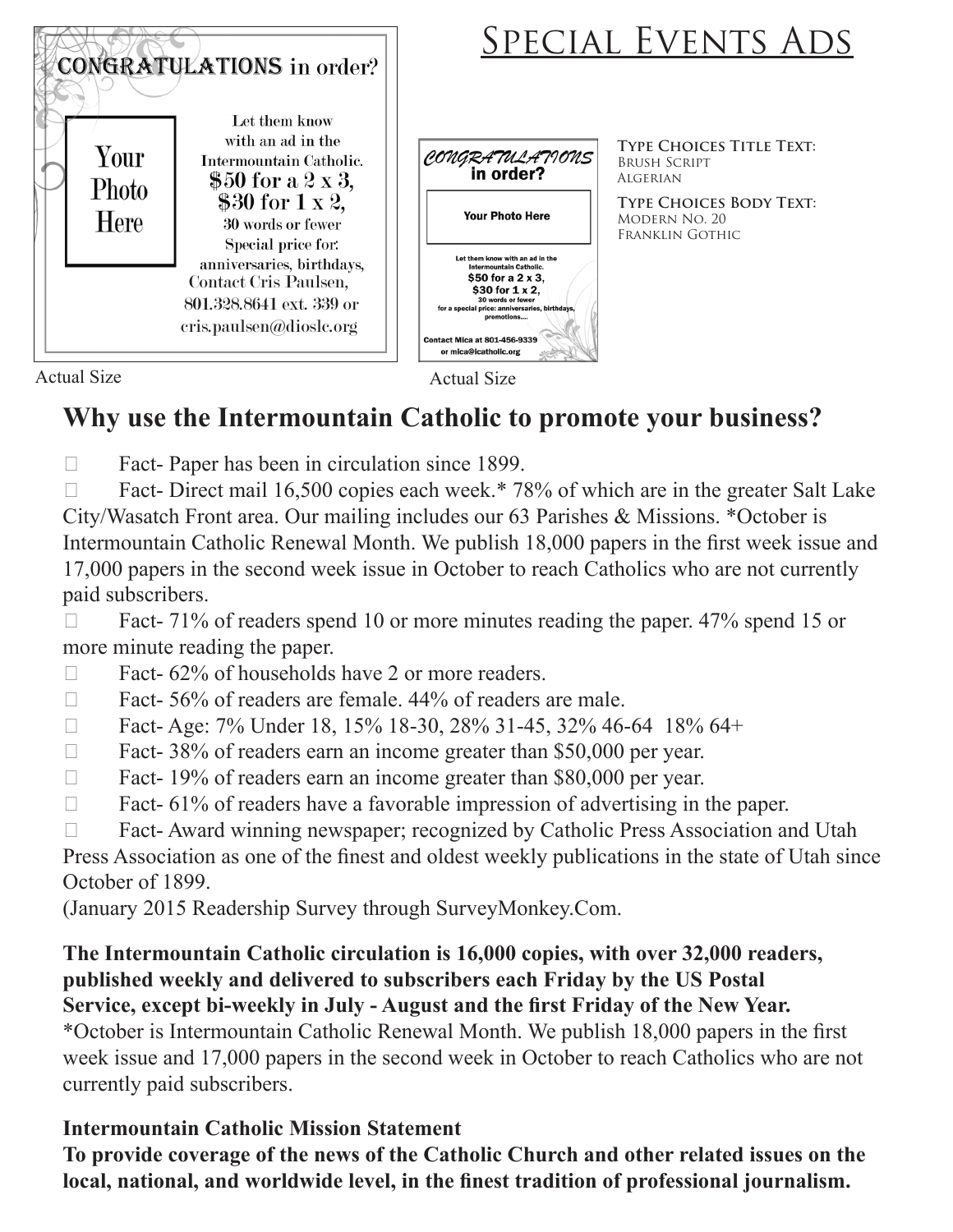# Special Events Ads

CONGRATULATIONS in order?

Your Photo Here

Let them know with an ad in the Intermountain Catholic.
$50 for a 2 x 3,
$30 for 1 x 2,
30 words or fewer
Special price for:
anniversaries, birthdays,
Contact Cris Paulsen,
801.328.8641 ext. 339 or
cris.paulsen@dioslc.org

Actual Size

CONGRATULATIONS
in order?

Your Photo Here

Let them know with an ad in the Intermountain Catholic.
$50 for a 2 x 3,
$30 for 1 x 2,
30 words or fewer
for a special price: anniversaries, birthdays, promotions....

Contact Mica at 801-456-9339
or mica@icatholic.org

Actual Size

**Type Choices Title Text:**
Brush Script
Algerian

**Type Choices Body Text:**
Modern No. 20
Franklin Gothic

## Why use the Intermountain Catholic to promote your business?

- Fact- Paper has been in circulation since 1899.
- Fact- Direct mail 16,500 copies each week.* 78% of which are in the greater Salt Lake City/Wasatch Front area. Our mailing includes our 63 Parishes & Missions. *October is Intermountain Catholic Renewal Month. We publish 18,000 papers in the first week issue and 17,000 papers in the second week issue in October to reach Catholics who are not currently paid subscribers.
- Fact- 71% of readers spend 10 or more minutes reading the paper. 47% spend 15 or more minute reading the paper.
- Fact- 62% of households have 2 or more readers.
- Fact- 56% of readers are female. 44% of readers are male.
- Fact- Age: 7% Under 18, 15% 18-30, 28% 31-45, 32% 46-64 18% 64+
- Fact- 38% of readers earn an income greater than $50,000 per year.
- Fact- 19% of readers earn an income greater than $80,000 per year.
- Fact- 61% of readers have a favorable impression of advertising in the paper.
- Fact- Award winning newspaper; recognized by Catholic Press Association and Utah Press Association as one of the finest and oldest weekly publications in the state of Utah since October of 1899.

(January 2015 Readership Survey through SurveyMonkey.Com.

**The Intermountain Catholic circulation is 16,000 copies, with over 32,000 readers, published weekly and delivered to subscribers each Friday by the US Postal Service, except bi-weekly in July - August and the first Friday of the New Year.**
*October is Intermountain Catholic Renewal Month. We publish 18,000 papers in the first week issue and 17,000 papers in the second week in October to reach Catholics who are not currently paid subscribers.

**Intermountain Catholic Mission Statement**
**To provide coverage of the news of the Catholic Church and other related issues on the local, national, and worldwide level, in the finest tradition of professional journalism.**